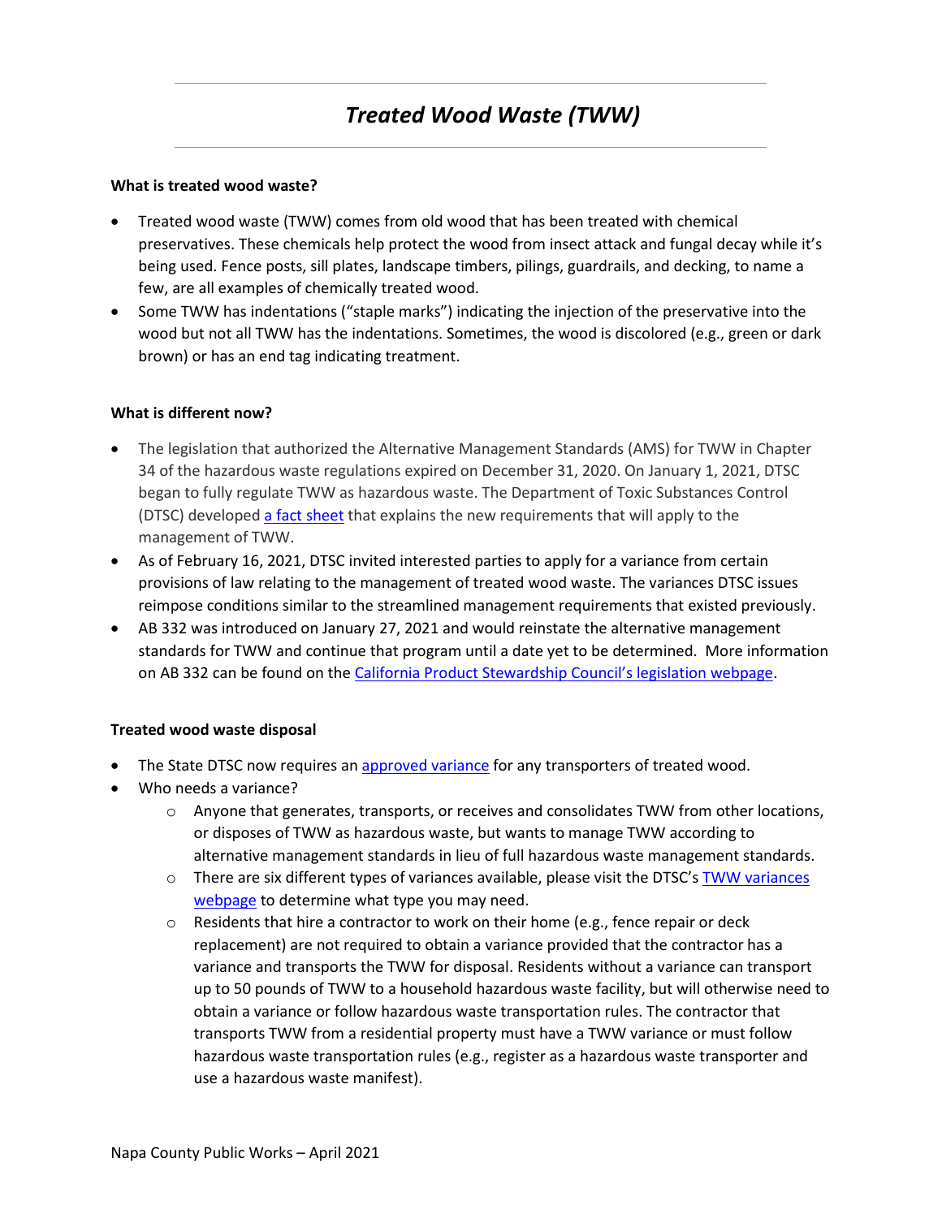# *Treated Wood Waste (TWW)*

**What is treated wood waste?**

- Treated wood waste (TWW) comes from old wood that has been treated with chemical preservatives. These chemicals help protect the wood from insect attack and fungal decay while it's being used. Fence posts, sill plates, landscape timbers, pilings, guardrails, and decking, to name a few, are all examples of chemically treated wood.
- Some TWW has indentations ("staple marks") indicating the injection of the preservative into the wood but not all TWW has the indentations. Sometimes, the wood is discolored (e.g., green or dark brown) or has an end tag indicating treatment.

**What is different now?**

- The legislation that authorized the Alternative Management Standards (AMS) for TWW in Chapter 34 of the hazardous waste regulations expired on December 31, 2020. On January 1, 2021, DTSC began to fully regulate TWW as hazardous waste. The Department of Toxic Substances Control (DTSC) developed a fact sheet that explains the new requirements that will apply to the management of TWW.
- As of February 16, 2021, DTSC invited interested parties to apply for a variance from certain provisions of law relating to the management of treated wood waste. The variances DTSC issues reimpose conditions similar to the streamlined management requirements that existed previously.
- AB 332 was introduced on January 27, 2021 and would reinstate the alternative management standards for TWW and continue that program until a date yet to be determined. More information on AB 332 can be found on the California Product Stewardship Council's legislation webpage.

**Treated wood waste disposal**

- The State DTSC now requires an approved variance for any transporters of treated wood.
- Who needs a variance?
  - Anyone that generates, transports, or receives and consolidates TWW from other locations, or disposes of TWW as hazardous waste, but wants to manage TWW according to alternative management standards in lieu of full hazardous waste management standards.
  - There are six different types of variances available, please visit the DTSC's TWW variances webpage to determine what type you may need.
  - Residents that hire a contractor to work on their home (e.g., fence repair or deck replacement) are not required to obtain a variance provided that the contractor has a variance and transports the TWW for disposal. Residents without a variance can transport up to 50 pounds of TWW to a household hazardous waste facility, but will otherwise need to obtain a variance or follow hazardous waste transportation rules. The contractor that transports TWW from a residential property must have a TWW variance or must follow hazardous waste transportation rules (e.g., register as a hazardous waste transporter and use a hazardous waste manifest).

Napa County Public Works – April 2021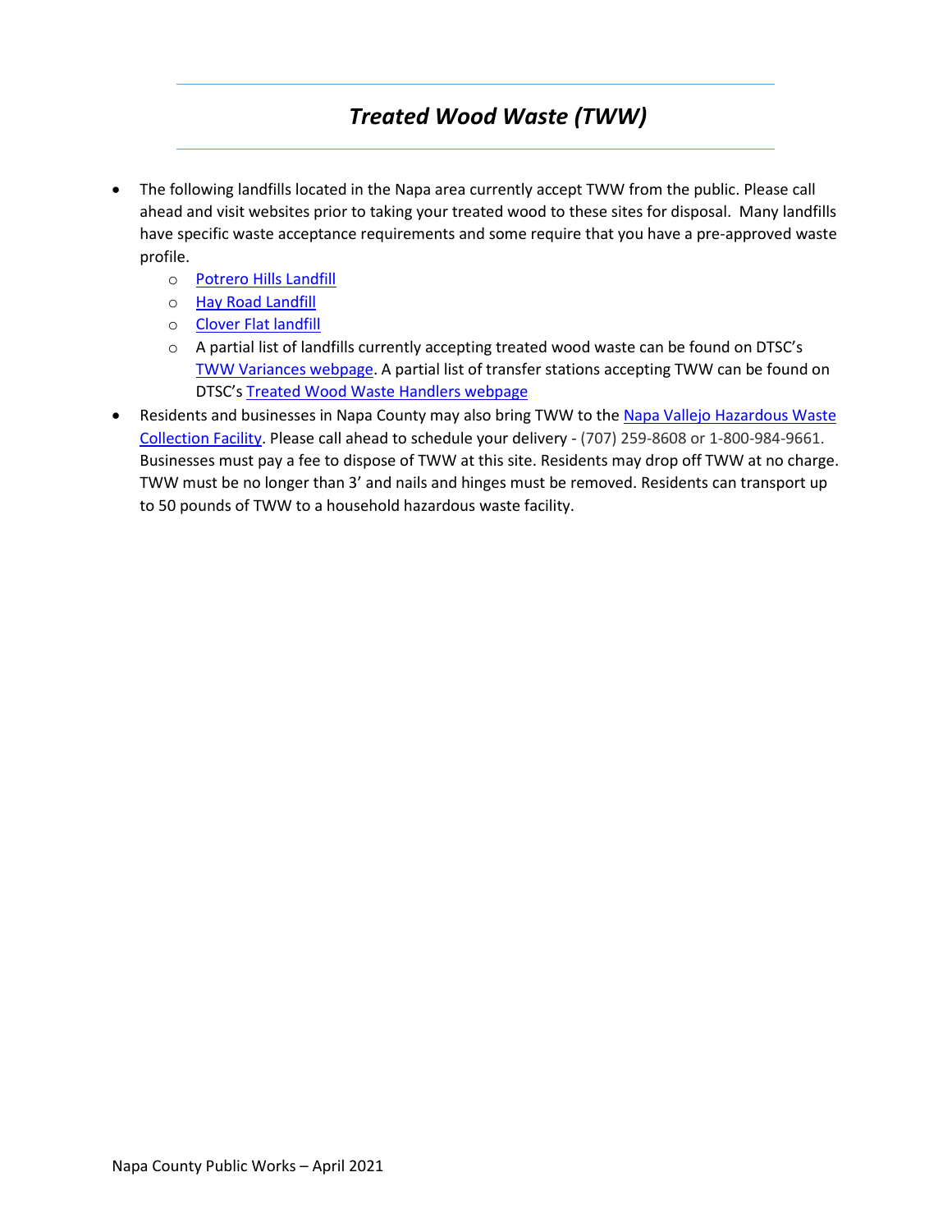# *Treated Wood Waste (TWW)*

- The following landfills located in the Napa area currently accept TWW from the public. Please call ahead and visit websites prior to taking your treated wood to these sites for disposal. Many landfills have specific waste acceptance requirements and some require that you have a pre-approved waste profile.
  - Potrero Hills Landfill
  - Hay Road Landfill
  - Clover Flat landfill
  - A partial list of landfills currently accepting treated wood waste can be found on DTSC's TWW Variances webpage. A partial list of transfer stations accepting TWW can be found on DTSC's Treated Wood Waste Handlers webpage
- Residents and businesses in Napa County may also bring TWW to the Napa Vallejo Hazardous Waste Collection Facility. Please call ahead to schedule your delivery - (707) 259-8608 or 1-800-984-9661. Businesses must pay a fee to dispose of TWW at this site. Residents may drop off TWW at no charge. TWW must be no longer than 3' and nails and hinges must be removed. Residents can transport up to 50 pounds of TWW to a household hazardous waste facility.

Napa County Public Works – April 2021